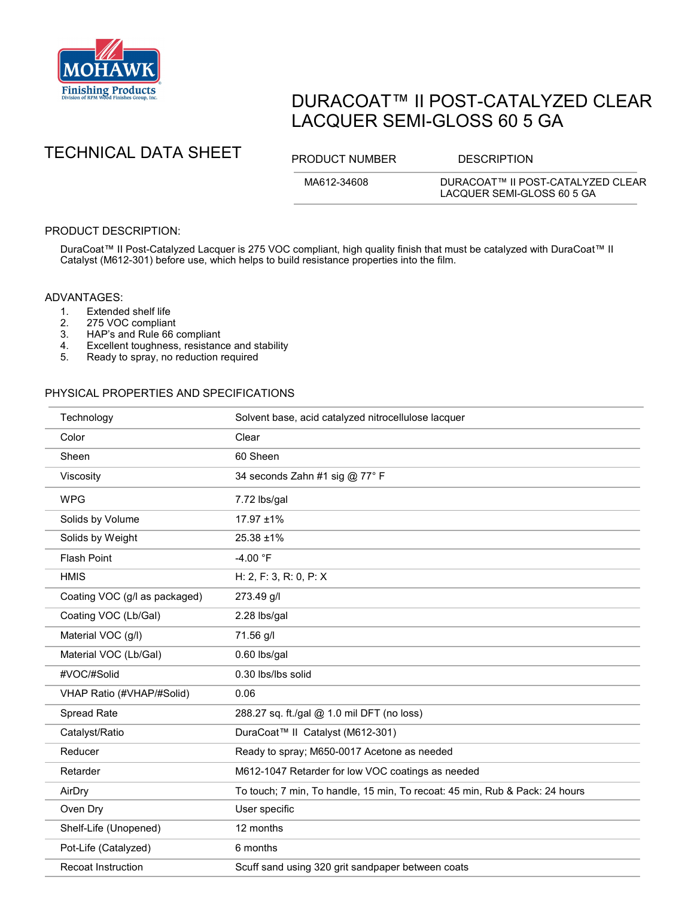MOHAWK Finishing Products
Division of RPM Wood Finishes Group, Inc.

# DURACOAT™ II POST-CATALYZED CLEAR LACQUER SEMI-GLOSS 60 5 GA

## TECHNICAL DATA SHEET

| PRODUCT NUMBER | DESCRIPTION |
|---|---|
| MA612-34608 | DURACOAT™ II POST-CATALYZED CLEAR LACQUER SEMI-GLOSS 60 5 GA |

## PRODUCT DESCRIPTION:

DuraCoat™ II Post-Catalyzed Lacquer is 275 VOC compliant, high quality finish that must be catalyzed with DuraCoat™ II Catalyst (M612-301) before use, which helps to build resistance properties into the film.

## ADVANTAGES:

1. Extended shelf life
2. 275 VOC compliant
3. HAP's and Rule 66 compliant
4. Excellent toughness, resistance and stability
5. Ready to spray, no reduction required

## PHYSICAL PROPERTIES AND SPECIFICATIONS

| Property | Value |
|---|---|
| Technology | Solvent base, acid catalyzed nitrocellulose lacquer |
| Color | Clear |
| Sheen | 60 Sheen |
| Viscosity | 34 seconds Zahn #1 sig @ 77° F |
| WPG | 7.72 lbs/gal |
| Solids by Volume | 17.97 ±1% |
| Solids by Weight | 25.38 ±1% |
| Flash Point | -4.00 °F |
| HMIS | H: 2, F: 3, R: 0, P: X |
| Coating VOC (g/l as packaged) | 273.49 g/l |
| Coating VOC (Lb/Gal) | 2.28 lbs/gal |
| Material VOC (g/l) | 71.56 g/l |
| Material VOC (Lb/Gal) | 0.60 lbs/gal |
| #VOC/#Solid | 0.30 lbs/lbs solid |
| VHAP Ratio (#VHAP/#Solid) | 0.06 |
| Spread Rate | 288.27 sq. ft./gal @ 1.0 mil DFT (no loss) |
| Catalyst/Ratio | DuraCoat™ II Catalyst (M612-301) |
| Reducer | Ready to spray; M650-0017 Acetone as needed |
| Retarder | M612-1047 Retarder for low VOC coatings as needed |
| AirDry | To touch; 7 min, To handle, 15 min, To recoat: 45 min, Rub & Pack: 24 hours |
| Oven Dry | User specific |
| Shelf-Life (Unopened) | 12 months |
| Pot-Life (Catalyzed) | 6 months |
| Recoat Instruction | Scuff sand using 320 grit sandpaper between coats |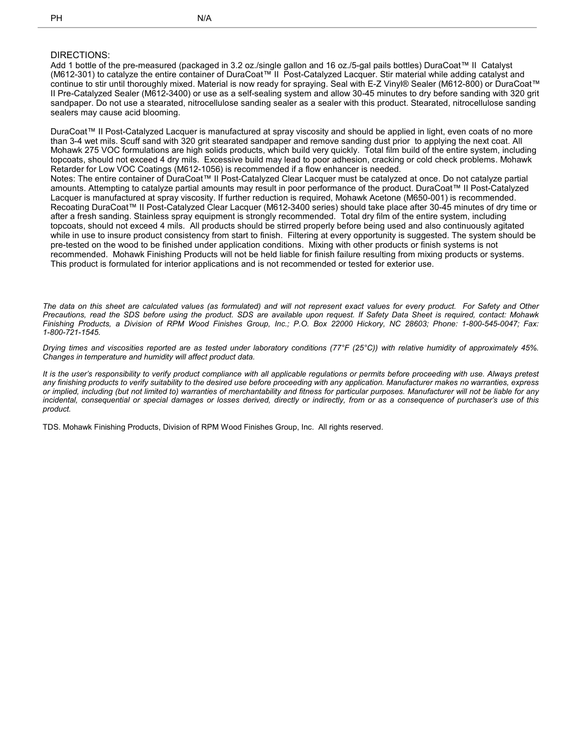| | |
|---|---|
| PH | N/A |

DIRECTIONS:

Add 1 bottle of the pre-measured (packaged in 3.2 oz./single gallon and 16 oz./5-gal pails bottles) DuraCoat™ II Catalyst (M612-301) to catalyze the entire container of DuraCoat™ II Post-Catalyzed Lacquer. Stir material while adding catalyst and continue to stir until thoroughly mixed. Material is now ready for spraying. Seal with E-Z Vinyl® Sealer (M612-800) or DuraCoat™ II Pre-Catalyzed Sealer (M612-3400) or use as a self-sealing system and allow 30-45 minutes to dry before sanding with 320 grit sandpaper. Do not use a stearated, nitrocellulose sanding sealer as a sealer with this product. Stearated, nitrocellulose sanding sealers may cause acid blooming.

DuraCoat™ II Post-Catalyzed Lacquer is manufactured at spray viscosity and should be applied in light, even coats of no more than 3-4 wet mils. Scuff sand with 320 grit stearated sandpaper and remove sanding dust prior to applying the next coat. All Mohawk 275 VOC formulations are high solids products, which build very quickly. Total film build of the entire system, including topcoats, should not exceed 4 dry mils. Excessive build may lead to poor adhesion, cracking or cold check problems. Mohawk Retarder for Low VOC Coatings (M612-1056) is recommended if a flow enhancer is needed.

Notes: The entire container of DuraCoat™ II Post-Catalyzed Clear Lacquer must be catalyzed at once. Do not catalyze partial amounts. Attempting to catalyze partial amounts may result in poor performance of the product. DuraCoat™ II Post-Catalyzed Lacquer is manufactured at spray viscosity. If further reduction is required, Mohawk Acetone (M650-001) is recommended. Recoating DuraCoat™ II Post-Catalyzed Clear Lacquer (M612-3400 series) should take place after 30-45 minutes of dry time or after a fresh sanding. Stainless spray equipment is strongly recommended. Total dry film of the entire system, including topcoats, should not exceed 4 mils. All products should be stirred properly before being used and also continuously agitated while in use to insure product consistency from start to finish. Filtering at every opportunity is suggested. The system should be pre-tested on the wood to be finished under application conditions. Mixing with other products or finish systems is not recommended. Mohawk Finishing Products will not be held liable for finish failure resulting from mixing products or systems. This product is formulated for interior applications and is not recommended or tested for exterior use.

*The data on this sheet are calculated values (as formulated) and will not represent exact values for every product. For Safety and Other Precautions, read the SDS before using the product. SDS are available upon request. If Safety Data Sheet is required, contact: Mohawk Finishing Products, a Division of RPM Wood Finishes Group, Inc.; P.O. Box 22000 Hickory, NC 28603; Phone: 1-800-545-0047; Fax: 1-800-721-1545.*

*Drying times and viscosities reported are as tested under laboratory conditions (77°F (25°C)) with relative humidity of approximately 45%. Changes in temperature and humidity will affect product data.*

*It is the user's responsibility to verify product compliance with all applicable regulations or permits before proceeding with use. Always pretest any finishing products to verify suitability to the desired use before proceeding with any application. Manufacturer makes no warranties, express or implied, including (but not limited to) warranties of merchantability and fitness for particular purposes. Manufacturer will not be liable for any incidental, consequential or special damages or losses derived, directly or indirectly, from or as a consequence of purchaser's use of this product.*

TDS. Mohawk Finishing Products, Division of RPM Wood Finishes Group, Inc. All rights reserved.